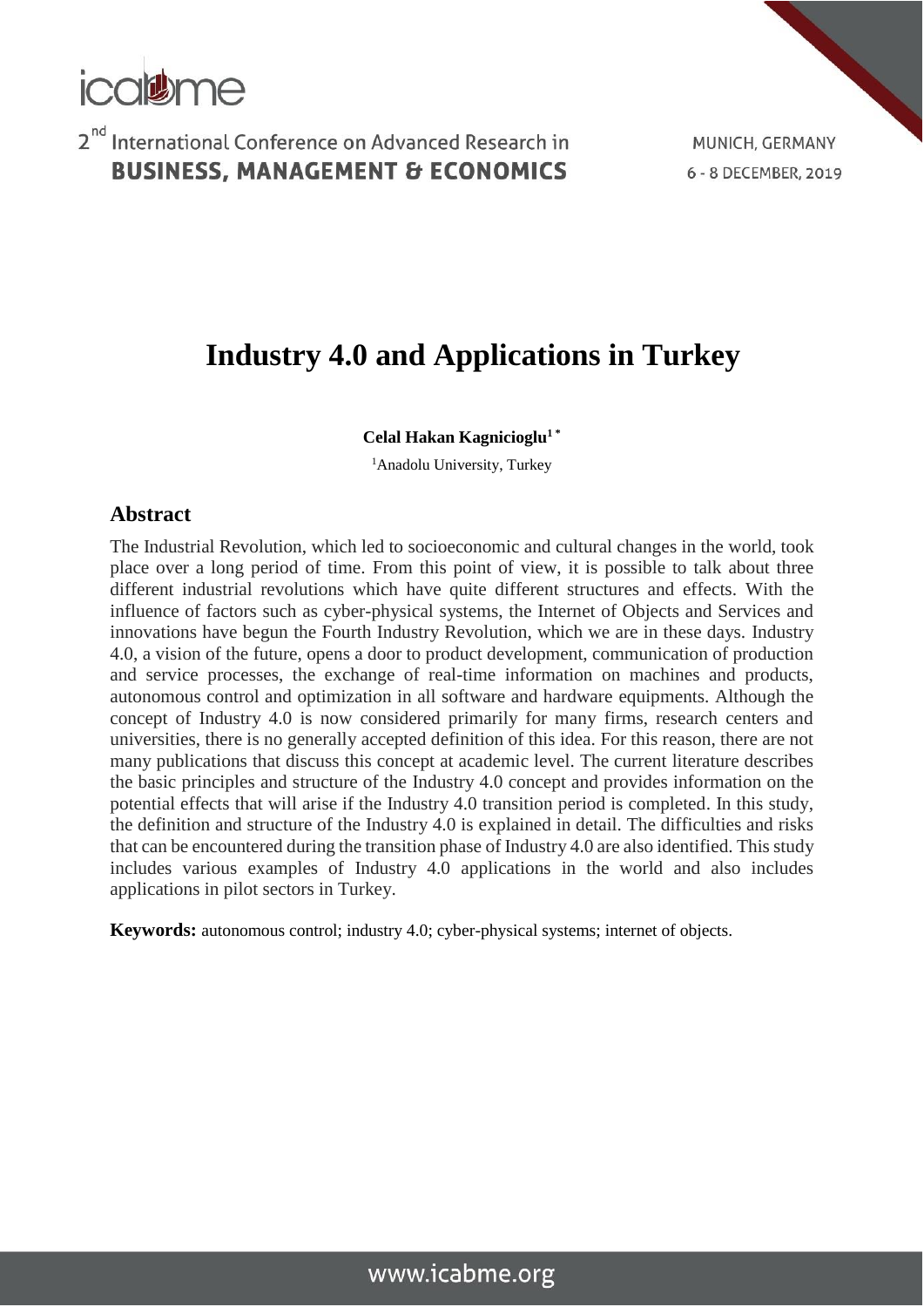# Industry 4.0 and Applications in Turkey

**Celal Hakan Kagnicioglu[1 *]**

[1]Anadolu University, Turkey

## Abstract

The Industrial Revolution, which led to socioeconomic and cultural changes in the world, took place over a long period of time. From this point of view, it is possible to talk about three different industrial revolutions which have quite different structures and effects. With the influence of factors such as cyber-physical systems, the Internet of Objects and Services and innovations have begun the Fourth Industry Revolution, which we are in these days. Industry 4.0, a vision of the future, opens a door to product development, communication of production and service processes, the exchange of real-time information on machines and products, autonomous control and optimization in all software and hardware equipments. Although the concept of Industry 4.0 is now considered primarily for many firms, research centers and universities, there is no generally accepted definition of this idea. For this reason, there are not many publications that discuss this concept at academic level. The current literature describes the basic principles and structure of the Industry 4.0 concept and provides information on the potential effects that will arise if the Industry 4.0 transition period is completed. In this study, the definition and structure of the Industry 4.0 is explained in detail. The difficulties and risks that can be encountered during the transition phase of Industry 4.0 are also identified. This study includes various examples of Industry 4.0 applications in the world and also includes applications in pilot sectors in Turkey.

**Keywords:** autonomous control; industry 4.0; cyber-physical systems; internet of objects.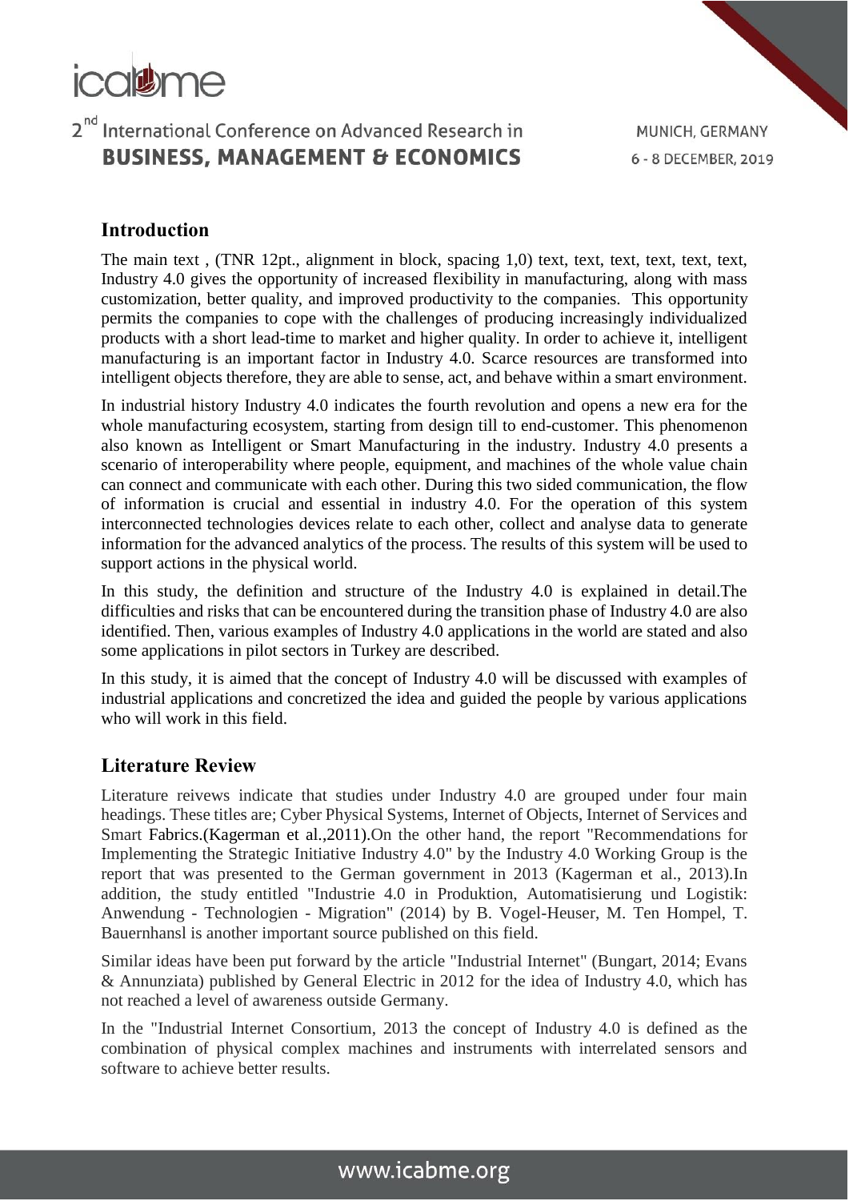## Introduction

The main text , (TNR 12pt., alignment in block, spacing 1,0) text, text, text, text, text, text, Industry 4.0 gives the opportunity of increased flexibility in manufacturing, along with mass customization, better quality, and improved productivity to the companies. This opportunity permits the companies to cope with the challenges of producing increasingly individualized products with a short lead-time to market and higher quality. In order to achieve it, intelligent manufacturing is an important factor in Industry 4.0. Scarce resources are transformed into intelligent objects therefore, they are able to sense, act, and behave within a smart environment.

In industrial history Industry 4.0 indicates the fourth revolution and opens a new era for the whole manufacturing ecosystem, starting from design till to end-customer. This phenomenon also known as Intelligent or Smart Manufacturing in the industry. Industry 4.0 presents a scenario of interoperability where people, equipment, and machines of the whole value chain can connect and communicate with each other. During this two sided communication, the flow of information is crucial and essential in industry 4.0. For the operation of this system interconnected technologies devices relate to each other, collect and analyse data to generate information for the advanced analytics of the process. The results of this system will be used to support actions in the physical world.

In this study, the definition and structure of the Industry 4.0 is explained in detail.The difficulties and risks that can be encountered during the transition phase of Industry 4.0 are also identified. Then, various examples of Industry 4.0 applications in the world are stated and also some applications in pilot sectors in Turkey are described.

In this study, it is aimed that the concept of Industry 4.0 will be discussed with examples of industrial applications and concretized the idea and guided the people by various applications who will work in this field.

## Literature Review

Literature reivews indicate that studies under Industry 4.0 are grouped under four main headings. These titles are; Cyber Physical Systems, Internet of Objects, Internet of Services and Smart Fabrics.(Kagerman et al.,2011).On the other hand, the report "Recommendations for Implementing the Strategic Initiative Industry 4.0" by the Industry 4.0 Working Group is the report that was presented to the German government in 2013 (Kagerman et al., 2013).In addition, the study entitled "Industrie 4.0 in Produktion, Automatisierung und Logistik: Anwendung - Technologien - Migration" (2014) by B. Vogel-Heuser, M. Ten Hompel, T. Bauernhansl is another important source published on this field.

Similar ideas have been put forward by the article "Industrial Internet" (Bungart, 2014; Evans & Annunziata) published by General Electric in 2012 for the idea of Industry 4.0, which has not reached a level of awareness outside Germany.

In the "Industrial Internet Consortium, 2013 the concept of Industry 4.0 is defined as the combination of physical complex machines and instruments with interrelated sensors and software to achieve better results.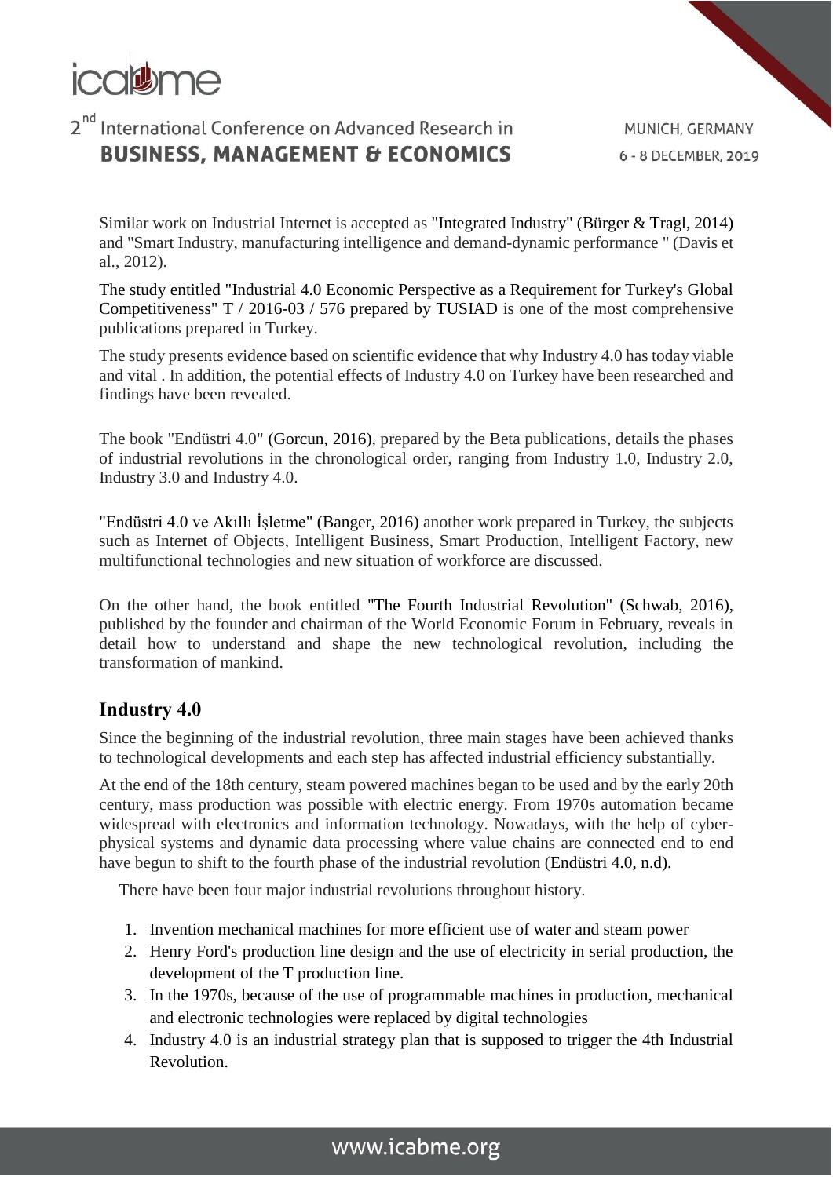Similar work on Industrial Internet is accepted as "Integrated Industry" (Bürger & Tragl, 2014) and "Smart Industry, manufacturing intelligence and demand-dynamic performance " (Davis et al., 2012).

The study entitled "Industrial 4.0 Economic Perspective as a Requirement for Turkey's Global Competitiveness" T / 2016-03 / 576 prepared by TUSIAD is one of the most comprehensive publications prepared in Turkey.

The study presents evidence based on scientific evidence that why Industry 4.0 has today viable and vital . In addition, the potential effects of Industry 4.0 on Turkey have been researched and findings have been revealed.

The book "Endüstri 4.0" (Gorcun, 2016), prepared by the Beta publications, details the phases of industrial revolutions in the chronological order, ranging from Industry 1.0, Industry 2.0, Industry 3.0 and Industry 4.0.

"Endüstri 4.0 ve Akıllı İşletme" (Banger, 2016) another work prepared in Turkey, the subjects such as Internet of Objects, Intelligent Business, Smart Production, Intelligent Factory, new multifunctional technologies and new situation of workforce are discussed.

On the other hand, the book entitled "The Fourth Industrial Revolution" (Schwab, 2016), published by the founder and chairman of the World Economic Forum in February, reveals in detail how to understand and shape the new technological revolution, including the transformation of mankind.

## Industry 4.0

Since the beginning of the industrial revolution, three main stages have been achieved thanks to technological developments and each step has affected industrial efficiency substantially.

At the end of the 18th century, steam powered machines began to be used and by the early 20th century, mass production was possible with electric energy. From 1970s automation became widespread with electronics and information technology. Nowadays, with the help of cyber-physical systems and dynamic data processing where value chains are connected end to end have begun to shift to the fourth phase of the industrial revolution (Endüstri 4.0, n.d).

There have been four major industrial revolutions throughout history.

1. Invention mechanical machines for more efficient use of water and steam power
2. Henry Ford's production line design and the use of electricity in serial production, the development of the T production line.
3. In the 1970s, because of the use of programmable machines in production, mechanical and electronic technologies were replaced by digital technologies
4. Industry 4.0 is an industrial strategy plan that is supposed to trigger the 4th Industrial Revolution.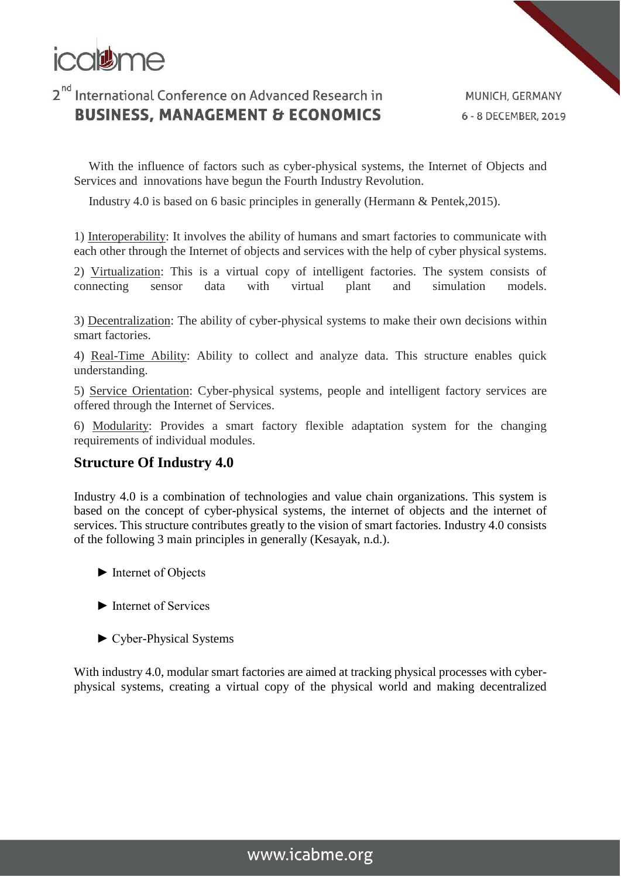With the influence of factors such as cyber-physical systems, the Internet of Objects and Services and innovations have begun the Fourth Industry Revolution.

Industry 4.0 is based on 6 basic principles in generally (Hermann & Pentek,2015).

1) Interoperability: It involves the ability of humans and smart factories to communicate with each other through the Internet of objects and services with the help of cyber physical systems.

2) Virtualization: This is a virtual copy of intelligent factories. The system consists of connecting sensor data with virtual plant and simulation models.

3) Decentralization: The ability of cyber-physical systems to make their own decisions within smart factories.

4) Real-Time Ability: Ability to collect and analyze data. This structure enables quick understanding.

5) Service Orientation: Cyber-physical systems, people and intelligent factory services are offered through the Internet of Services.

6) Modularity: Provides a smart factory flexible adaptation system for the changing requirements of individual modules.

## Structure Of Industry 4.0

Industry 4.0 is a combination of technologies and value chain organizations. This system is based on the concept of cyber-physical systems, the internet of objects and the internet of services. This structure contributes greatly to the vision of smart factories. Industry 4.0 consists of the following 3 main principles in generally (Kesayak, n.d.).

- ► Internet of Objects
- ► Internet of Services
- ► Cyber-Physical Systems

With industry 4.0, modular smart factories are aimed at tracking physical processes with cyber-physical systems, creating a virtual copy of the physical world and making decentralized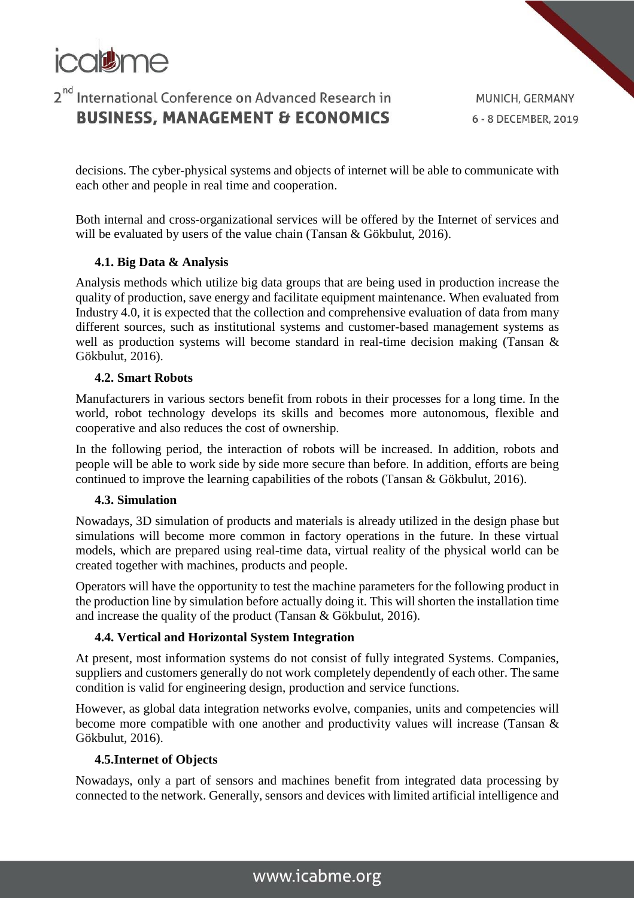decisions. The cyber-physical systems and objects of internet will be able to communicate with each other and people in real time and cooperation.

Both internal and cross-organizational services will be offered by the Internet of services and will be evaluated by users of the value chain (Tansan & Gökbulut, 2016).

### 4.1. Big Data & Analysis

Analysis methods which utilize big data groups that are being used in production increase the quality of production, save energy and facilitate equipment maintenance. When evaluated from Industry 4.0, it is expected that the collection and comprehensive evaluation of data from many different sources, such as institutional systems and customer-based management systems as well as production systems will become standard in real-time decision making (Tansan & Gökbulut, 2016).

### 4.2. Smart Robots

Manufacturers in various sectors benefit from robots in their processes for a long time. In the world, robot technology develops its skills and becomes more autonomous, flexible and cooperative and also reduces the cost of ownership.

In the following period, the interaction of robots will be increased. In addition, robots and people will be able to work side by side more secure than before. In addition, efforts are being continued to improve the learning capabilities of the robots (Tansan & Gökbulut, 2016).

### 4.3. Simulation

Nowadays, 3D simulation of products and materials is already utilized in the design phase but simulations will become more common in factory operations in the future. In these virtual models, which are prepared using real-time data, virtual reality of the physical world can be created together with machines, products and people.

Operators will have the opportunity to test the machine parameters for the following product in the production line by simulation before actually doing it. This will shorten the installation time and increase the quality of the product (Tansan & Gökbulut, 2016).

### 4.4. Vertical and Horizontal System Integration

At present, most information systems do not consist of fully integrated Systems. Companies, suppliers and customers generally do not work completely dependently of each other. The same condition is valid for engineering design, production and service functions.

However, as global data integration networks evolve, companies, units and competencies will become more compatible with one another and productivity values will increase (Tansan & Gökbulut, 2016).

### 4.5.Internet of Objects

Nowadays, only a part of sensors and machines benefit from integrated data processing by connected to the network. Generally, sensors and devices with limited artificial intelligence and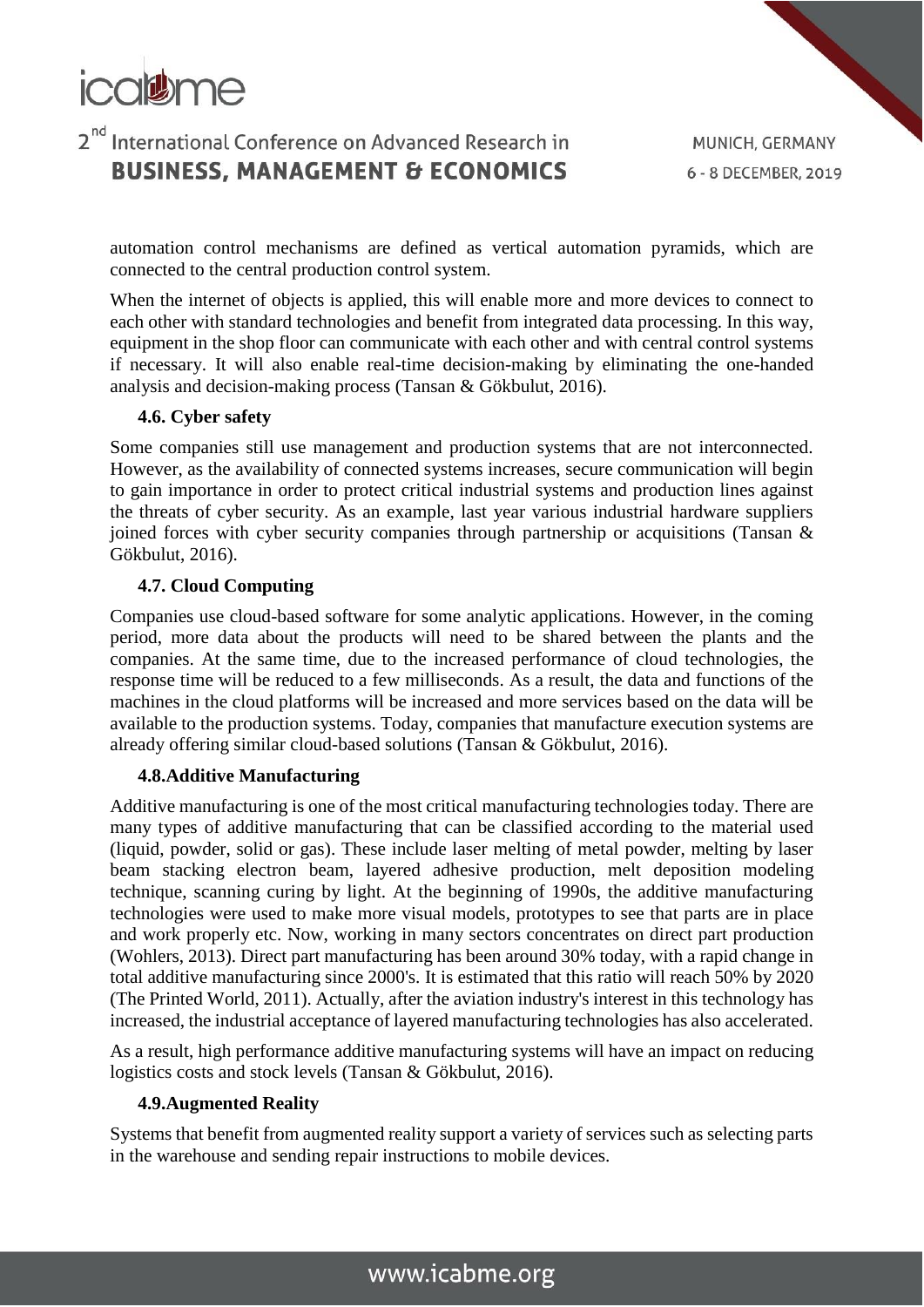automation control mechanisms are defined as vertical automation pyramids, which are connected to the central production control system.

When the internet of objects is applied, this will enable more and more devices to connect to each other with standard technologies and benefit from integrated data processing. In this way, equipment in the shop floor can communicate with each other and with central control systems if necessary. It will also enable real-time decision-making by eliminating the one-handed analysis and decision-making process (Tansan & Gökbulut, 2016).

### 4.6. Cyber safety

Some companies still use management and production systems that are not interconnected. However, as the availability of connected systems increases, secure communication will begin to gain importance in order to protect critical industrial systems and production lines against the threats of cyber security. As an example, last year various industrial hardware suppliers joined forces with cyber security companies through partnership or acquisitions (Tansan & Gökbulut, 2016).

### 4.7. Cloud Computing

Companies use cloud-based software for some analytic applications. However, in the coming period, more data about the products will need to be shared between the plants and the companies. At the same time, due to the increased performance of cloud technologies, the response time will be reduced to a few milliseconds. As a result, the data and functions of the machines in the cloud platforms will be increased and more services based on the data will be available to the production systems. Today, companies that manufacture execution systems are already offering similar cloud-based solutions (Tansan & Gökbulut, 2016).

### 4.8.Additive Manufacturing

Additive manufacturing is one of the most critical manufacturing technologies today. There are many types of additive manufacturing that can be classified according to the material used (liquid, powder, solid or gas). These include laser melting of metal powder, melting by laser beam stacking electron beam, layered adhesive production, melt deposition modeling technique, scanning curing by light. At the beginning of 1990s, the additive manufacturing technologies were used to make more visual models, prototypes to see that parts are in place and work properly etc. Now, working in many sectors concentrates on direct part production (Wohlers, 2013). Direct part manufacturing has been around 30% today, with a rapid change in total additive manufacturing since 2000's. It is estimated that this ratio will reach 50% by 2020 (The Printed World, 2011). Actually, after the aviation industry's interest in this technology has increased, the industrial acceptance of layered manufacturing technologies has also accelerated.

As a result, high performance additive manufacturing systems will have an impact on reducing logistics costs and stock levels (Tansan & Gökbulut, 2016).

### 4.9.Augmented Reality

Systems that benefit from augmented reality support a variety of services such as selecting parts in the warehouse and sending repair instructions to mobile devices.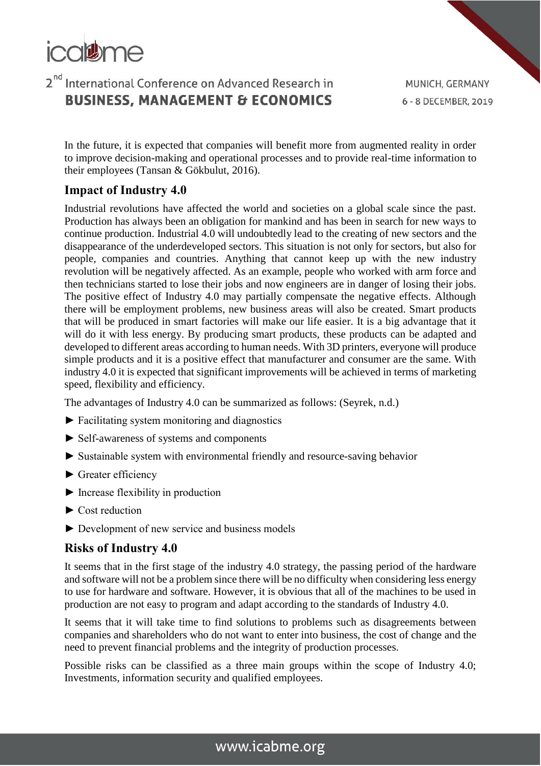In the future, it is expected that companies will benefit more from augmented reality in order to improve decision-making and operational processes and to provide real-time information to their employees (Tansan & Gökbulut, 2016).

## Impact of Industry 4.0

Industrial revolutions have affected the world and societies on a global scale since the past. Production has always been an obligation for mankind and has been in search for new ways to continue production. Industrial 4.0 will undoubtedly lead to the creating of new sectors and the disappearance of the underdeveloped sectors. This situation is not only for sectors, but also for people, companies and countries. Anything that cannot keep up with the new industry revolution will be negatively affected. As an example, people who worked with arm force and then technicians started to lose their jobs and now engineers are in danger of losing their jobs. The positive effect of Industry 4.0 may partially compensate the negative effects. Although there will be employment problems, new business areas will also be created. Smart products that will be produced in smart factories will make our life easier. It is a big advantage that it will do it with less energy. By producing smart products, these products can be adapted and developed to different areas according to human needs. With 3D printers, everyone will produce simple products and it is a positive effect that manufacturer and consumer are the same. With industry 4.0 it is expected that significant improvements will be achieved in terms of marketing speed, flexibility and efficiency.

The advantages of Industry 4.0 can be summarized as follows: (Seyrek, n.d.)

- Facilitating system monitoring and diagnostics
- Self-awareness of systems and components
- Sustainable system with environmental friendly and resource-saving behavior
- Greater efficiency
- Increase flexibility in production
- Cost reduction
- Development of new service and business models

## Risks of Industry 4.0

It seems that in the first stage of the industry 4.0 strategy, the passing period of the hardware and software will not be a problem since there will be no difficulty when considering less energy to use for hardware and software. However, it is obvious that all of the machines to be used in production are not easy to program and adapt according to the standards of Industry 4.0.

It seems that it will take time to find solutions to problems such as disagreements between companies and shareholders who do not want to enter into business, the cost of change and the need to prevent financial problems and the integrity of production processes.

Possible risks can be classified as a three main groups within the scope of Industry 4.0; Investments, information security and qualified employees.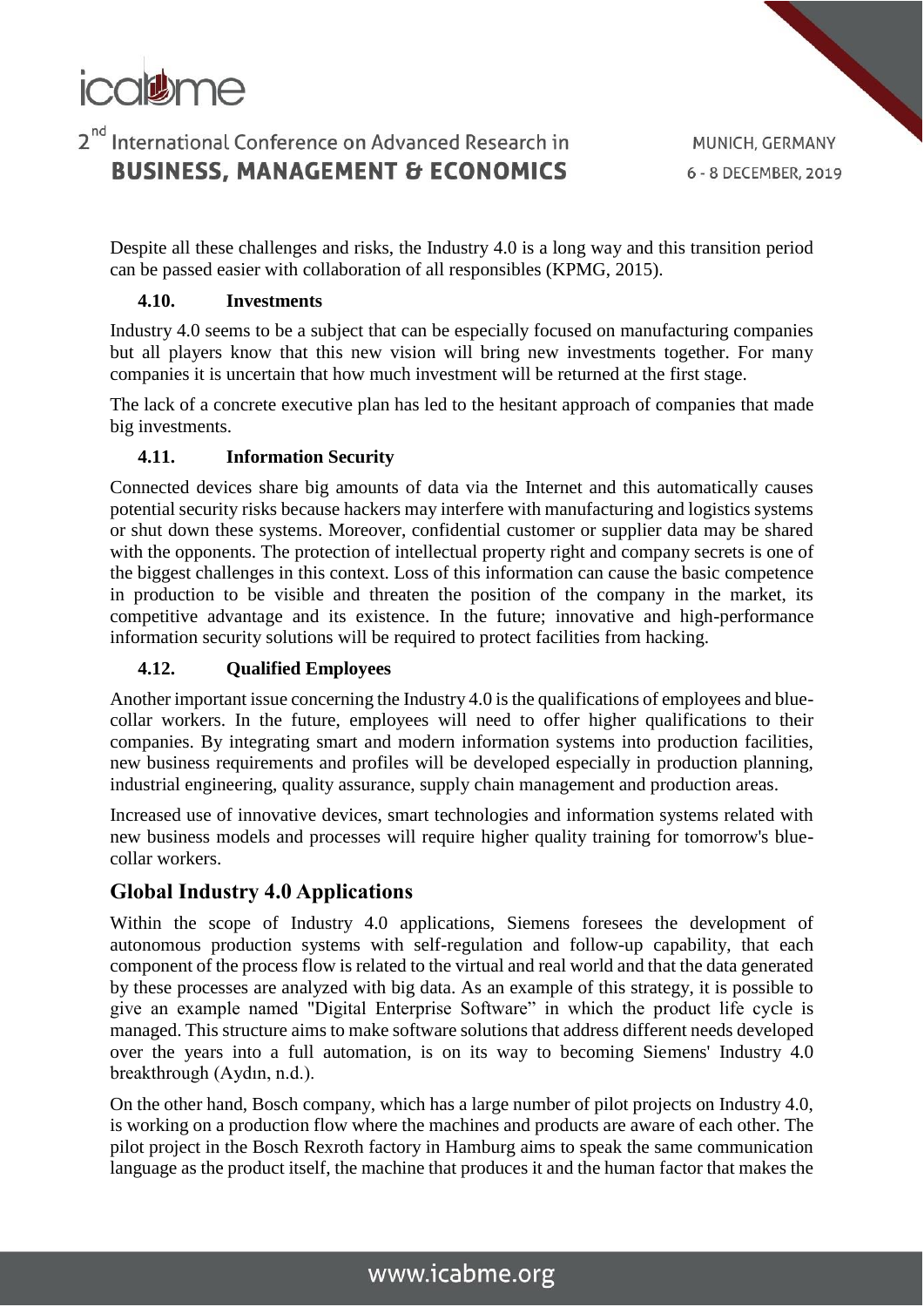Despite all these challenges and risks, the Industry 4.0 is a long way and this transition period can be passed easier with collaboration of all responsibles (KPMG, 2015).

### 4.10. Investments

Industry 4.0 seems to be a subject that can be especially focused on manufacturing companies but all players know that this new vision will bring new investments together. For many companies it is uncertain that how much investment will be returned at the first stage.

The lack of a concrete executive plan has led to the hesitant approach of companies that made big investments.

### 4.11. Information Security

Connected devices share big amounts of data via the Internet and this automatically causes potential security risks because hackers may interfere with manufacturing and logistics systems or shut down these systems. Moreover, confidential customer or supplier data may be shared with the opponents. The protection of intellectual property right and company secrets is one of the biggest challenges in this context. Loss of this information can cause the basic competence in production to be visible and threaten the position of the company in the market, its competitive advantage and its existence. In the future; innovative and high-performance information security solutions will be required to protect facilities from hacking.

### 4.12. Qualified Employees

Another important issue concerning the Industry 4.0 is the qualifications of employees and blue-collar workers. In the future, employees will need to offer higher qualifications to their companies. By integrating smart and modern information systems into production facilities, new business requirements and profiles will be developed especially in production planning, industrial engineering, quality assurance, supply chain management and production areas.

Increased use of innovative devices, smart technologies and information systems related with new business models and processes will require higher quality training for tomorrow's blue-collar workers.

## Global Industry 4.0 Applications

Within the scope of Industry 4.0 applications, Siemens foresees the development of autonomous production systems with self-regulation and follow-up capability, that each component of the process flow is related to the virtual and real world and that the data generated by these processes are analyzed with big data. As an example of this strategy, it is possible to give an example named "Digital Enterprise Software" in which the product life cycle is managed. This structure aims to make software solutions that address different needs developed over the years into a full automation, is on its way to becoming Siemens' Industry 4.0 breakthrough (Aydın, n.d.).

On the other hand, Bosch company, which has a large number of pilot projects on Industry 4.0, is working on a production flow where the machines and products are aware of each other. The pilot project in the Bosch Rexroth factory in Hamburg aims to speak the same communication language as the product itself, the machine that produces it and the human factor that makes the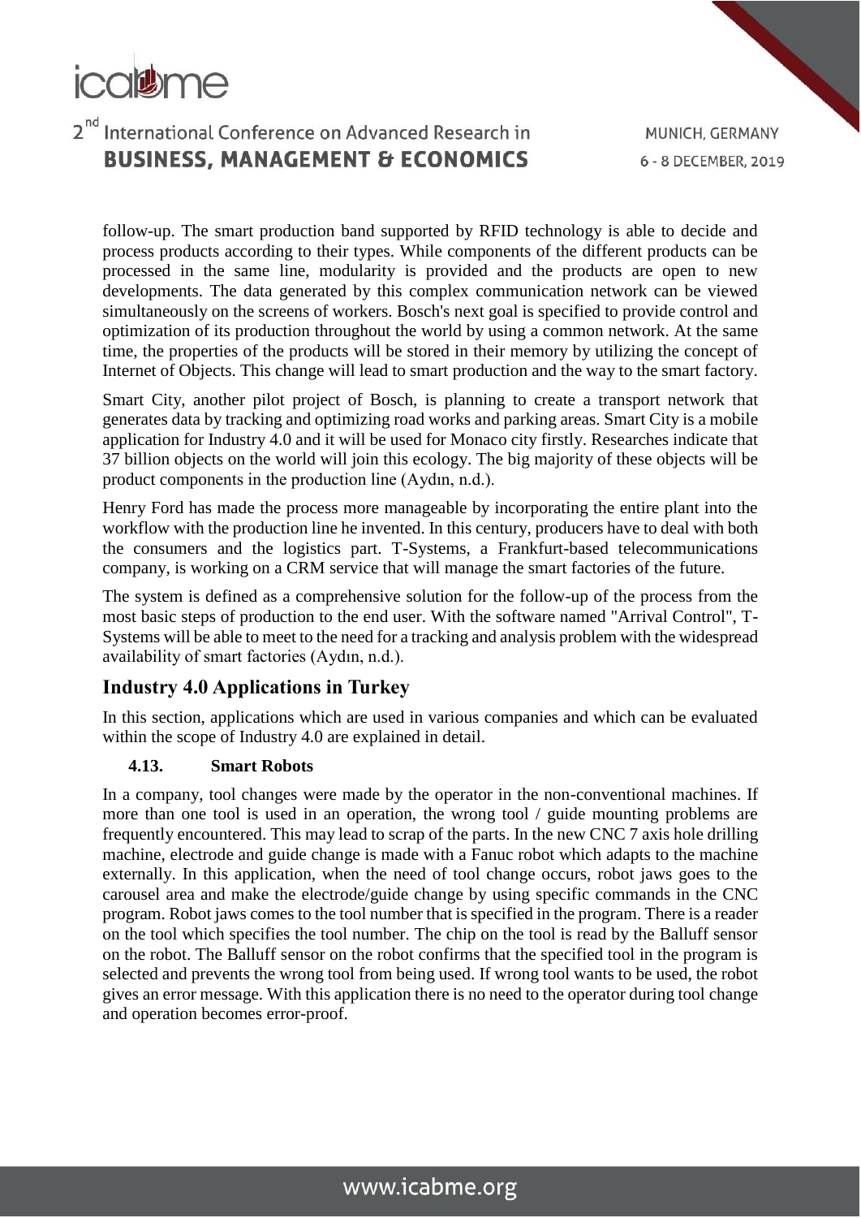follow-up. The smart production band supported by RFID technology is able to decide and process products according to their types. While components of the different products can be processed in the same line, modularity is provided and the products are open to new developments. The data generated by this complex communication network can be viewed simultaneously on the screens of workers. Bosch's next goal is specified to provide control and optimization of its production throughout the world by using a common network. At the same time, the properties of the products will be stored in their memory by utilizing the concept of Internet of Objects. This change will lead to smart production and the way to the smart factory.

Smart City, another pilot project of Bosch, is planning to create a transport network that generates data by tracking and optimizing road works and parking areas. Smart City is a mobile application for Industry 4.0 and it will be used for Monaco city firstly. Researches indicate that 37 billion objects on the world will join this ecology. The big majority of these objects will be product components in the production line (Aydın, n.d.).

Henry Ford has made the process more manageable by incorporating the entire plant into the workflow with the production line he invented. In this century, producers have to deal with both the consumers and the logistics part. T-Systems, a Frankfurt-based telecommunications company, is working on a CRM service that will manage the smart factories of the future.

The system is defined as a comprehensive solution for the follow-up of the process from the most basic steps of production to the end user. With the software named "Arrival Control", T-Systems will be able to meet to the need for a tracking and analysis problem with the widespread availability of smart factories (Aydın, n.d.).

## Industry 4.0 Applications in Turkey

In this section, applications which are used in various companies and which can be evaluated within the scope of Industry 4.0 are explained in detail.

### 4.13. Smart Robots

In a company, tool changes were made by the operator in the non-conventional machines. If more than one tool is used in an operation, the wrong tool / guide mounting problems are frequently encountered. This may lead to scrap of the parts. In the new CNC 7 axis hole drilling machine, electrode and guide change is made with a Fanuc robot which adapts to the machine externally. In this application, when the need of tool change occurs, robot jaws goes to the carousel area and make the electrode/guide change by using specific commands in the CNC program. Robot jaws comes to the tool number that is specified in the program. There is a reader on the tool which specifies the tool number. The chip on the tool is read by the Balluff sensor on the robot. The Balluff sensor on the robot confirms that the specified tool in the program is selected and prevents the wrong tool from being used. If wrong tool wants to be used, the robot gives an error message. With this application there is no need to the operator during tool change and operation becomes error-proof.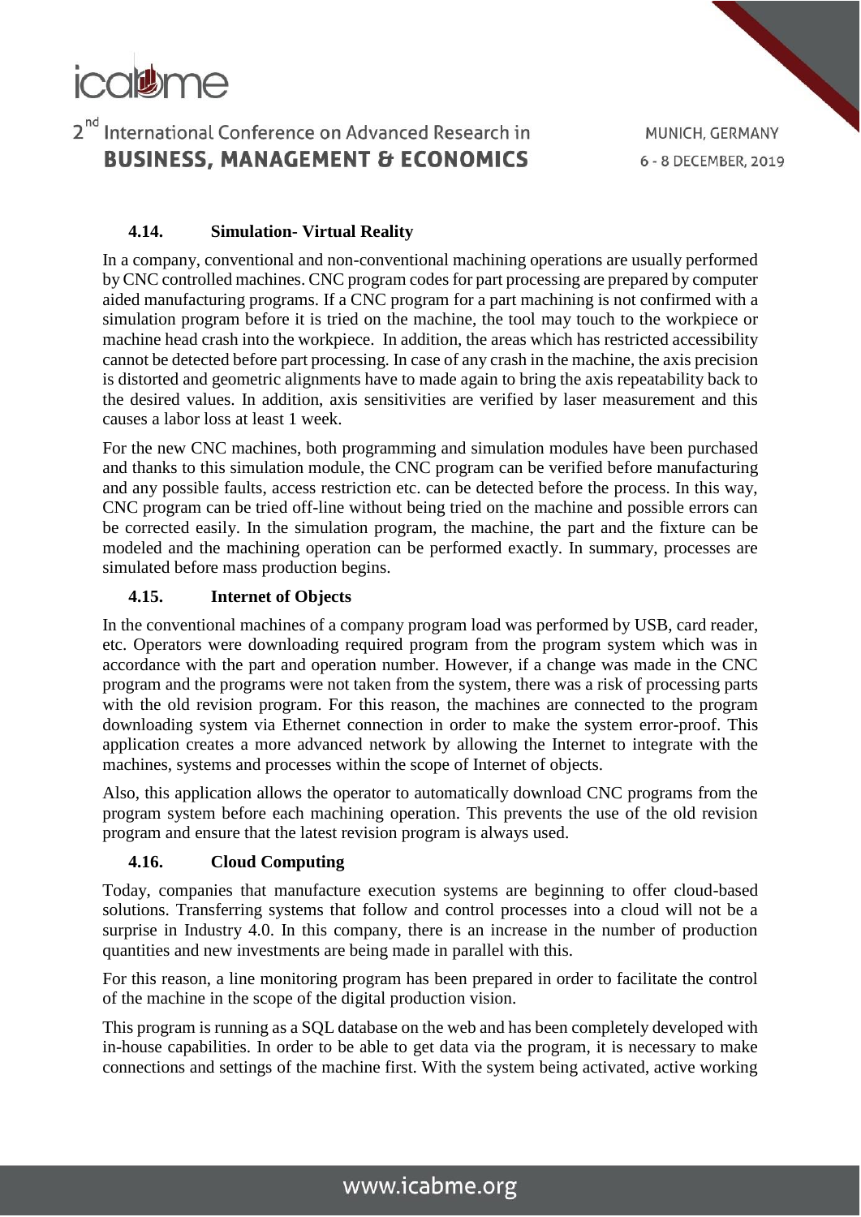### 4.14. Simulation- Virtual Reality

In a company, conventional and non-conventional machining operations are usually performed by CNC controlled machines. CNC program codes for part processing are prepared by computer aided manufacturing programs. If a CNC program for a part machining is not confirmed with a simulation program before it is tried on the machine, the tool may touch to the workpiece or machine head crash into the workpiece. In addition, the areas which has restricted accessibility cannot be detected before part processing. In case of any crash in the machine, the axis precision is distorted and geometric alignments have to made again to bring the axis repeatability back to the desired values. In addition, axis sensitivities are verified by laser measurement and this causes a labor loss at least 1 week.

For the new CNC machines, both programming and simulation modules have been purchased and thanks to this simulation module, the CNC program can be verified before manufacturing and any possible faults, access restriction etc. can be detected before the process. In this way, CNC program can be tried off-line without being tried on the machine and possible errors can be corrected easily. In the simulation program, the machine, the part and the fixture can be modeled and the machining operation can be performed exactly. In summary, processes are simulated before mass production begins.

### 4.15. Internet of Objects

In the conventional machines of a company program load was performed by USB, card reader, etc. Operators were downloading required program from the program system which was in accordance with the part and operation number. However, if a change was made in the CNC program and the programs were not taken from the system, there was a risk of processing parts with the old revision program. For this reason, the machines are connected to the program downloading system via Ethernet connection in order to make the system error-proof. This application creates a more advanced network by allowing the Internet to integrate with the machines, systems and processes within the scope of Internet of objects.

Also, this application allows the operator to automatically download CNC programs from the program system before each machining operation. This prevents the use of the old revision program and ensure that the latest revision program is always used.

### 4.16. Cloud Computing

Today, companies that manufacture execution systems are beginning to offer cloud-based solutions. Transferring systems that follow and control processes into a cloud will not be a surprise in Industry 4.0. In this company, there is an increase in the number of production quantities and new investments are being made in parallel with this.

For this reason, a line monitoring program has been prepared in order to facilitate the control of the machine in the scope of the digital production vision.

This program is running as a SQL database on the web and has been completely developed with in-house capabilities. In order to be able to get data via the program, it is necessary to make connections and settings of the machine first. With the system being activated, active working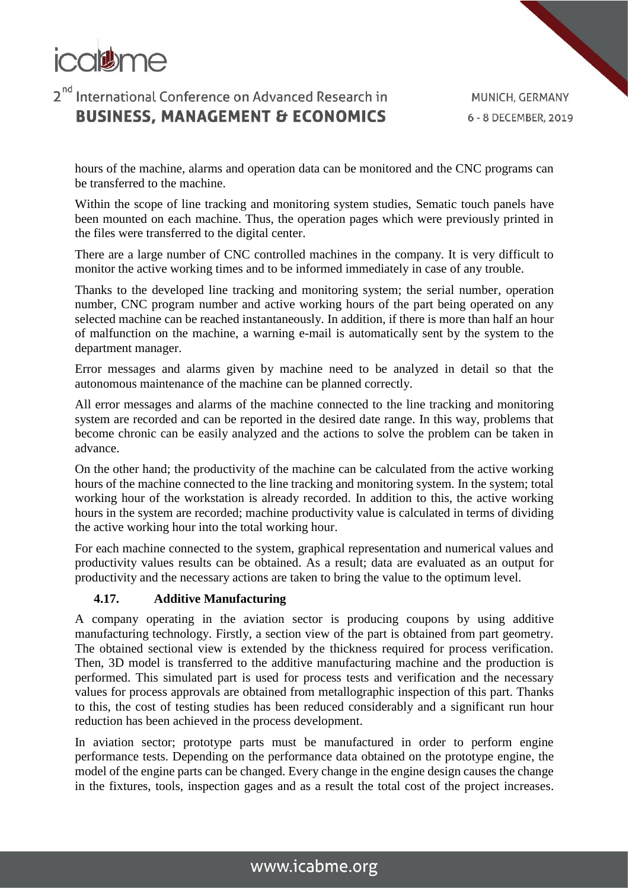hours of the machine, alarms and operation data can be monitored and the CNC programs can be transferred to the machine.

Within the scope of line tracking and monitoring system studies, Sematic touch panels have been mounted on each machine. Thus, the operation pages which were previously printed in the files were transferred to the digital center.

There are a large number of CNC controlled machines in the company. It is very difficult to monitor the active working times and to be informed immediately in case of any trouble.

Thanks to the developed line tracking and monitoring system; the serial number, operation number, CNC program number and active working hours of the part being operated on any selected machine can be reached instantaneously. In addition, if there is more than half an hour of malfunction on the machine, a warning e-mail is automatically sent by the system to the department manager.

Error messages and alarms given by machine need to be analyzed in detail so that the autonomous maintenance of the machine can be planned correctly.

All error messages and alarms of the machine connected to the line tracking and monitoring system are recorded and can be reported in the desired date range. In this way, problems that become chronic can be easily analyzed and the actions to solve the problem can be taken in advance.

On the other hand; the productivity of the machine can be calculated from the active working hours of the machine connected to the line tracking and monitoring system. In the system; total working hour of the workstation is already recorded. In addition to this, the active working hours in the system are recorded; machine productivity value is calculated in terms of dividing the active working hour into the total working hour.

For each machine connected to the system, graphical representation and numerical values and productivity values results can be obtained. As a result; data are evaluated as an output for productivity and the necessary actions are taken to bring the value to the optimum level.

### 4.17. Additive Manufacturing

A company operating in the aviation sector is producing coupons by using additive manufacturing technology. Firstly, a section view of the part is obtained from part geometry. The obtained sectional view is extended by the thickness required for process verification. Then, 3D model is transferred to the additive manufacturing machine and the production is performed. This simulated part is used for process tests and verification and the necessary values for process approvals are obtained from metallographic inspection of this part. Thanks to this, the cost of testing studies has been reduced considerably and a significant run hour reduction has been achieved in the process development.

In aviation sector; prototype parts must be manufactured in order to perform engine performance tests. Depending on the performance data obtained on the prototype engine, the model of the engine parts can be changed. Every change in the engine design causes the change in the fixtures, tools, inspection gages and as a result the total cost of the project increases.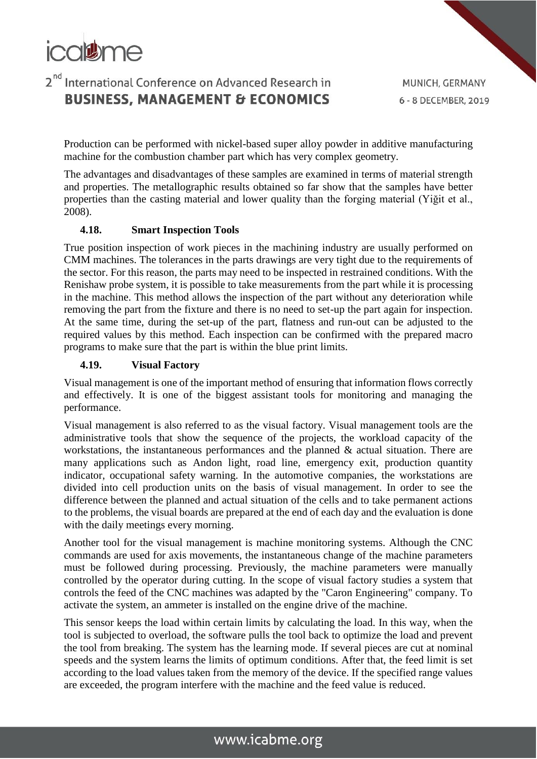Production can be performed with nickel-based super alloy powder in additive manufacturing machine for the combustion chamber part which has very complex geometry.

The advantages and disadvantages of these samples are examined in terms of material strength and properties. The metallographic results obtained so far show that the samples have better properties than the casting material and lower quality than the forging material (Yiğit et al., 2008).

### 4.18. Smart Inspection Tools

True position inspection of work pieces in the machining industry are usually performed on CMM machines. The tolerances in the parts drawings are very tight due to the requirements of the sector. For this reason, the parts may need to be inspected in restrained conditions. With the Renishaw probe system, it is possible to take measurements from the part while it is processing in the machine. This method allows the inspection of the part without any deterioration while removing the part from the fixture and there is no need to set-up the part again for inspection. At the same time, during the set-up of the part, flatness and run-out can be adjusted to the required values by this method. Each inspection can be confirmed with the prepared macro programs to make sure that the part is within the blue print limits.

### 4.19. Visual Factory

Visual management is one of the important method of ensuring that information flows correctly and effectively. It is one of the biggest assistant tools for monitoring and managing the performance.

Visual management is also referred to as the visual factory. Visual management tools are the administrative tools that show the sequence of the projects, the workload capacity of the workstations, the instantaneous performances and the planned & actual situation. There are many applications such as Andon light, road line, emergency exit, production quantity indicator, occupational safety warning. In the automotive companies, the workstations are divided into cell production units on the basis of visual management. In order to see the difference between the planned and actual situation of the cells and to take permanent actions to the problems, the visual boards are prepared at the end of each day and the evaluation is done with the daily meetings every morning.

Another tool for the visual management is machine monitoring systems. Although the CNC commands are used for axis movements, the instantaneous change of the machine parameters must be followed during processing. Previously, the machine parameters were manually controlled by the operator during cutting. In the scope of visual factory studies a system that controls the feed of the CNC machines was adapted by the "Caron Engineering" company. To activate the system, an ammeter is installed on the engine drive of the machine.

This sensor keeps the load within certain limits by calculating the load. In this way, when the tool is subjected to overload, the software pulls the tool back to optimize the load and prevent the tool from breaking. The system has the learning mode. If several pieces are cut at nominal speeds and the system learns the limits of optimum conditions. After that, the feed limit is set according to the load values taken from the memory of the device. If the specified range values are exceeded, the program interfere with the machine and the feed value is reduced.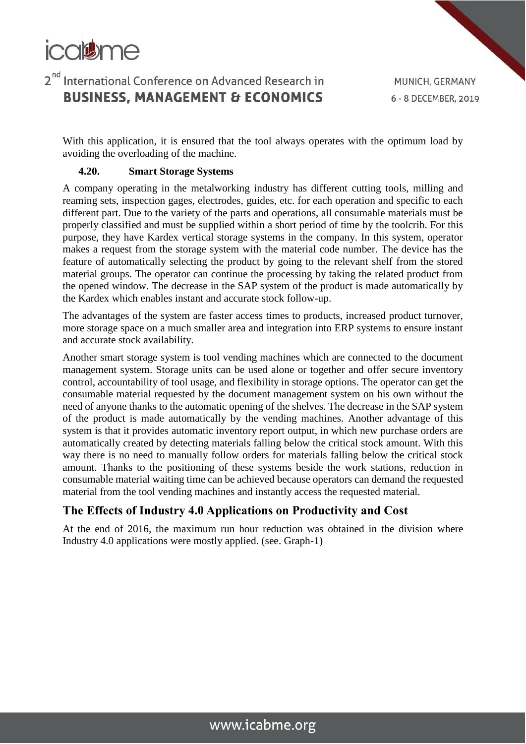With this application, it is ensured that the tool always operates with the optimum load by avoiding the overloading of the machine.

### 4.20. Smart Storage Systems

A company operating in the metalworking industry has different cutting tools, milling and reaming sets, inspection gages, electrodes, guides, etc. for each operation and specific to each different part. Due to the variety of the parts and operations, all consumable materials must be properly classified and must be supplied within a short period of time by the toolcrib. For this purpose, they have Kardex vertical storage systems in the company. In this system, operator makes a request from the storage system with the material code number. The device has the feature of automatically selecting the product by going to the relevant shelf from the stored material groups. The operator can continue the processing by taking the related product from the opened window. The decrease in the SAP system of the product is made automatically by the Kardex which enables instant and accurate stock follow-up.

The advantages of the system are faster access times to products, increased product turnover, more storage space on a much smaller area and integration into ERP systems to ensure instant and accurate stock availability.

Another smart storage system is tool vending machines which are connected to the document management system. Storage units can be used alone or together and offer secure inventory control, accountability of tool usage, and flexibility in storage options. The operator can get the consumable material requested by the document management system on his own without the need of anyone thanks to the automatic opening of the shelves. The decrease in the SAP system of the product is made automatically by the vending machines. Another advantage of this system is that it provides automatic inventory report output, in which new purchase orders are automatically created by detecting materials falling below the critical stock amount. With this way there is no need to manually follow orders for materials falling below the critical stock amount. Thanks to the positioning of these systems beside the work stations, reduction in consumable material waiting time can be achieved because operators can demand the requested material from the tool vending machines and instantly access the requested material.

## The Effects of Industry 4.0 Applications on Productivity and Cost

At the end of 2016, the maximum run hour reduction was obtained in the division where Industry 4.0 applications were mostly applied. (see. Graph-1)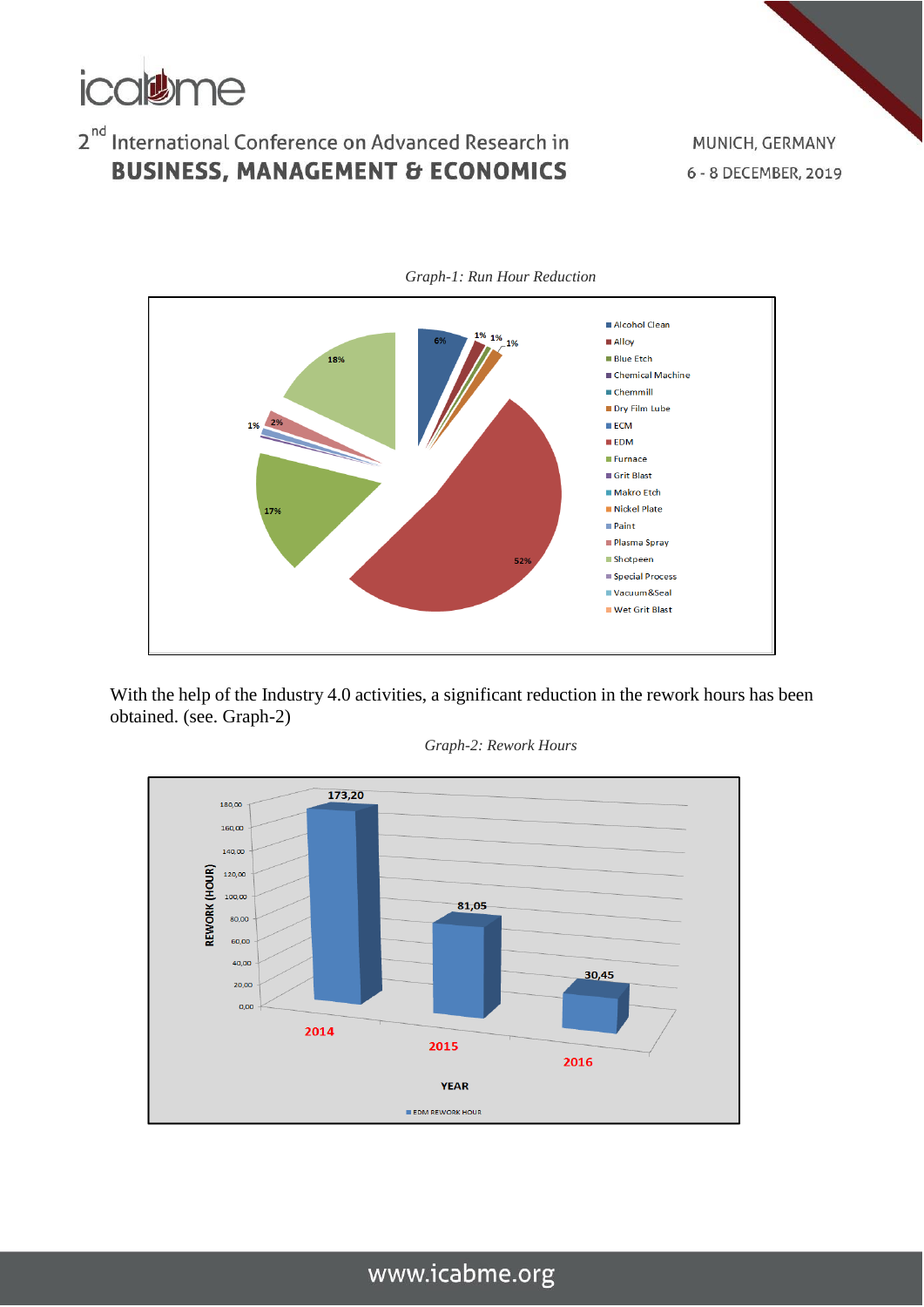*Graph-1: Run Hour Reduction*

With the help of the Industry 4.0 activities, a significant reduction in the rework hours has been obtained. (see. Graph-2)

*Graph-2: Rework Hours*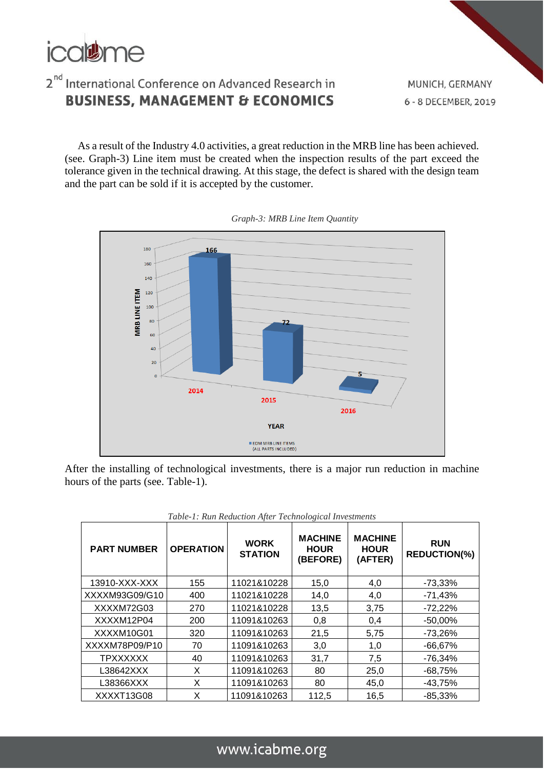As a result of the Industry 4.0 activities, a great reduction in the MRB line has been achieved. (see. Graph-3) Line item must be created when the inspection results of the part exceed the tolerance given in the technical drawing. At this stage, the defect is shared with the design team and the part can be sold if it is accepted by the customer.

*Graph-3: MRB Line Item Quantity*

After the installing of technological investments, there is a major run reduction in machine hours of the parts (see. Table-1).

*Table-1: Run Reduction After Technological Investments*

| PART NUMBER | OPERATION | WORK STATION | MACHINE HOUR (BEFORE) | MACHINE HOUR (AFTER) | RUN REDUCTION(%) |
|---|---|---|---|---|---|
| 13910-XXX-XXX | 155 | 11021&10228 | 15,0 | 4,0 | -73,33% |
| XXXXM93G09/G10 | 400 | 11021&10228 | 14,0 | 4,0 | -71,43% |
| XXXXM72G03 | 270 | 11021&10228 | 13,5 | 3,75 | -72,22% |
| XXXXM12P04 | 200 | 11091&10263 | 0,8 | 0,4 | -50,00% |
| XXXXM10G01 | 320 | 11091&10263 | 21,5 | 5,75 | -73,26% |
| XXXXM78P09/P10 | 70 | 11091&10263 | 3,0 | 1,0 | -66,67% |
| TPXXXXXX | 40 | 11091&10263 | 31,7 | 7,5 | -76,34% |
| L38642XXX | X | 11091&10263 | 80 | 25,0 | -68,75% |
| L38366XXX | X | 11091&10263 | 80 | 45,0 | -43,75% |
| XXXXT13G08 | X | 11091&10263 | 112,5 | 16,5 | -85,33% |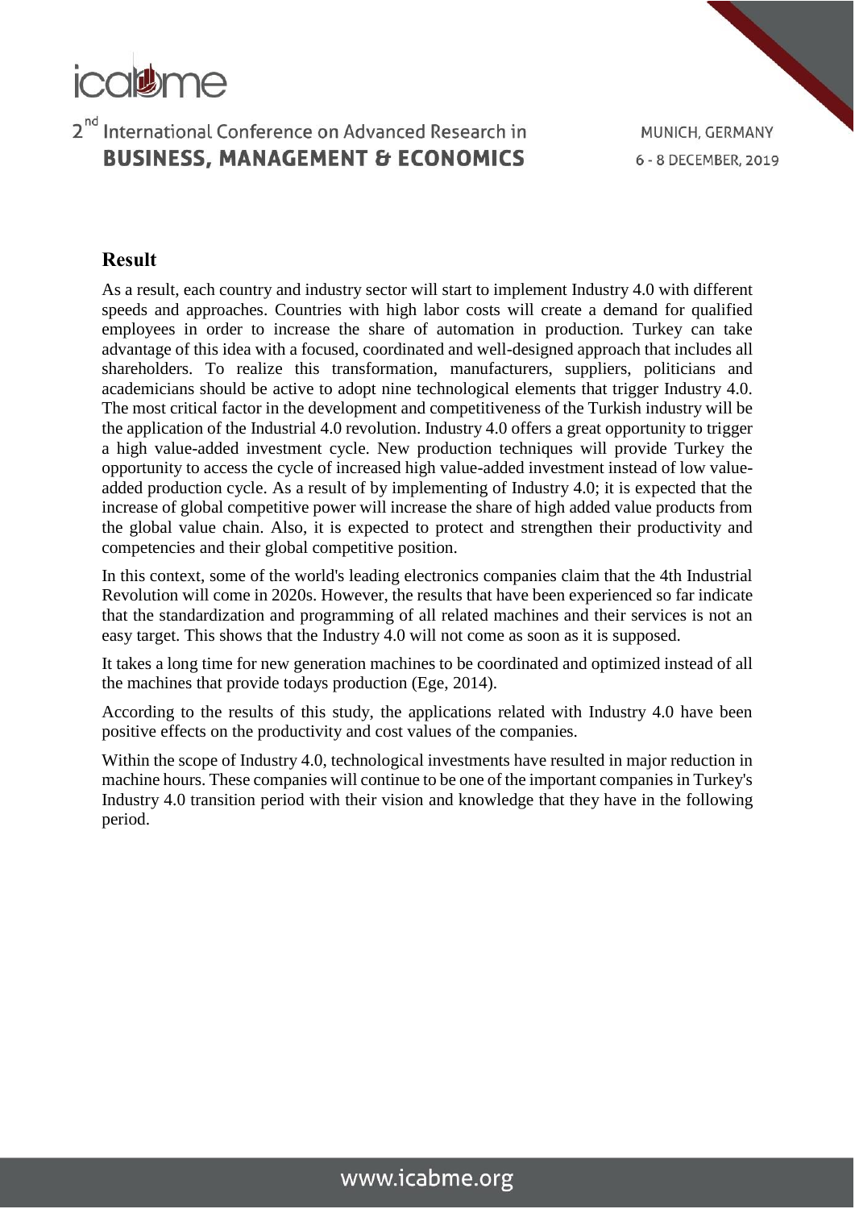## Result

As a result, each country and industry sector will start to implement Industry 4.0 with different speeds and approaches. Countries with high labor costs will create a demand for qualified employees in order to increase the share of automation in production. Turkey can take advantage of this idea with a focused, coordinated and well-designed approach that includes all shareholders. To realize this transformation, manufacturers, suppliers, politicians and academicians should be active to adopt nine technological elements that trigger Industry 4.0. The most critical factor in the development and competitiveness of the Turkish industry will be the application of the Industrial 4.0 revolution. Industry 4.0 offers a great opportunity to trigger a high value-added investment cycle. New production techniques will provide Turkey the opportunity to access the cycle of increased high value-added investment instead of low value-added production cycle. As a result of by implementing of Industry 4.0; it is expected that the increase of global competitive power will increase the share of high added value products from the global value chain. Also, it is expected to protect and strengthen their productivity and competencies and their global competitive position.

In this context, some of the world's leading electronics companies claim that the 4th Industrial Revolution will come in 2020s. However, the results that have been experienced so far indicate that the standardization and programming of all related machines and their services is not an easy target. This shows that the Industry 4.0 will not come as soon as it is supposed.

It takes a long time for new generation machines to be coordinated and optimized instead of all the machines that provide todays production (Ege, 2014).

According to the results of this study, the applications related with Industry 4.0 have been positive effects on the productivity and cost values of the companies.

Within the scope of Industry 4.0, technological investments have resulted in major reduction in machine hours. These companies will continue to be one of the important companies in Turkey's Industry 4.0 transition period with their vision and knowledge that they have in the following period.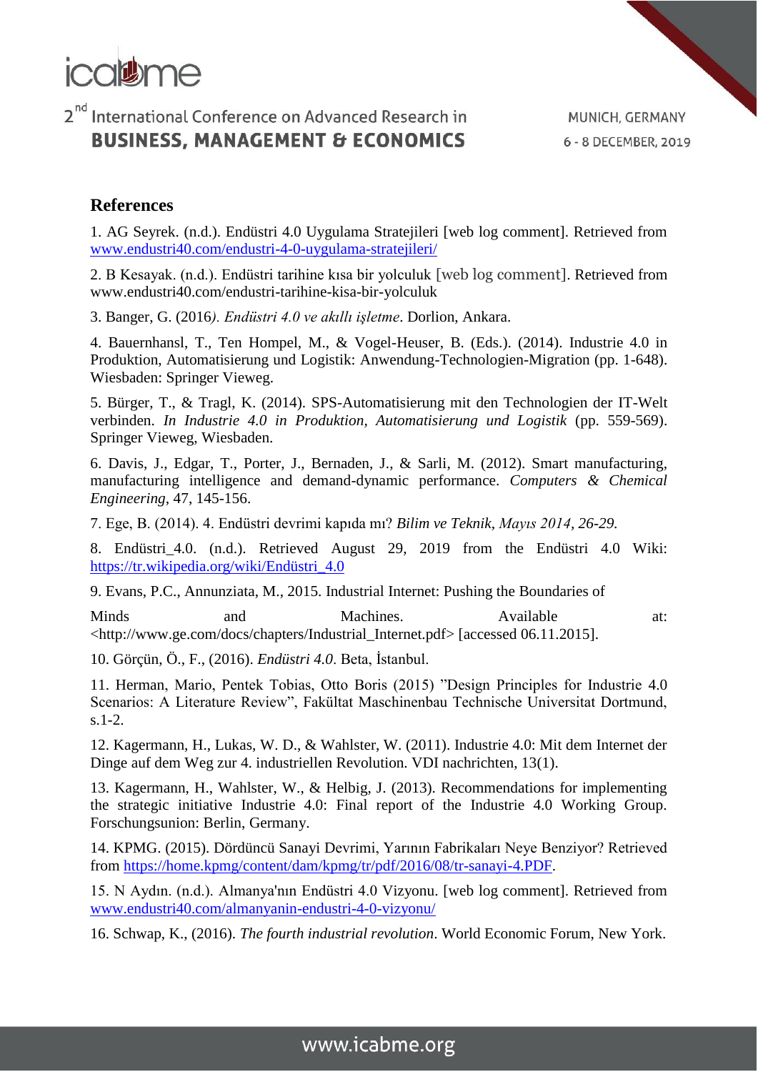## References

1. AG Seyrek. (n.d.). Endüstri 4.0 Uygulama Stratejileri [web log comment]. Retrieved from www.endustri40.com/endustri-4-0-uygulama-stratejileri/

2. B Kesayak. (n.d.). Endüstri tarihine kısa bir yolculuk [web log comment]. Retrieved from www.endustri40.com/endustri-tarihine-kisa-bir-yolculuk

3. Banger, G. (2016*). Endüstri 4.0 ve akıllı işletme*. Dorlion, Ankara.

4. Bauernhansl, T., Ten Hompel, M., & Vogel-Heuser, B. (Eds.). (2014). Industrie 4.0 in Produktion, Automatisierung und Logistik: Anwendung-Technologien-Migration (pp. 1-648). Wiesbaden: Springer Vieweg.

5. Bürger, T., & Tragl, K. (2014). SPS-Automatisierung mit den Technologien der IT-Welt verbinden. *In Industrie 4.0 in Produktion, Automatisierung und Logistik* (pp. 559-569). Springer Vieweg, Wiesbaden.

6. Davis, J., Edgar, T., Porter, J., Bernaden, J., & Sarli, M. (2012). Smart manufacturing, manufacturing intelligence and demand-dynamic performance. *Computers & Chemical Engineering*, 47, 145-156.

7. Ege, B. (2014). 4. Endüstri devrimi kapıda mı? *Bilim ve Teknik*, *Mayıs 2014, 26-29.*

8. Endüstri_4.0. (n.d.). Retrieved August 29, 2019 from the Endüstri 4.0 Wiki: https://tr.wikipedia.org/wiki/Endüstri_4.0

9. Evans, P.C., Annunziata, M., 2015. Industrial Internet: Pushing the Boundaries of Minds and Machines. Available at: <http://www.ge.com/docs/chapters/Industrial_Internet.pdf> [accessed 06.11.2015].

10. Görçün, Ö., F., (2016). *Endüstri 4.0*. Beta, İstanbul.

11. Herman, Mario, Pentek Tobias, Otto Boris (2015) "Design Principles for Industrie 4.0 Scenarios: A Literature Review", Fakültat Maschinenbau Technische Universitat Dortmund, s.1-2.

12. Kagermann, H., Lukas, W. D., & Wahlster, W. (2011). Industrie 4.0: Mit dem Internet der Dinge auf dem Weg zur 4. industriellen Revolution. VDI nachrichten, 13(1).

13. Kagermann, H., Wahlster, W., & Helbig, J. (2013). Recommendations for implementing the strategic initiative Industrie 4.0: Final report of the Industrie 4.0 Working Group. Forschungsunion: Berlin, Germany.

14. KPMG. (2015). Dördüncü Sanayi Devrimi, Yarının Fabrikaları Neye Benziyor? Retrieved from https://home.kpmg/content/dam/kpmg/tr/pdf/2016/08/tr-sanayi-4.PDF.

15. N Aydın. (n.d.). Almanya'nın Endüstri 4.0 Vizyonu. [web log comment]. Retrieved from www.endustri40.com/almanyanin-endustri-4-0-vizyonu/

16. Schwap, K., (2016). *The fourth industrial revolution*. World Economic Forum, New York.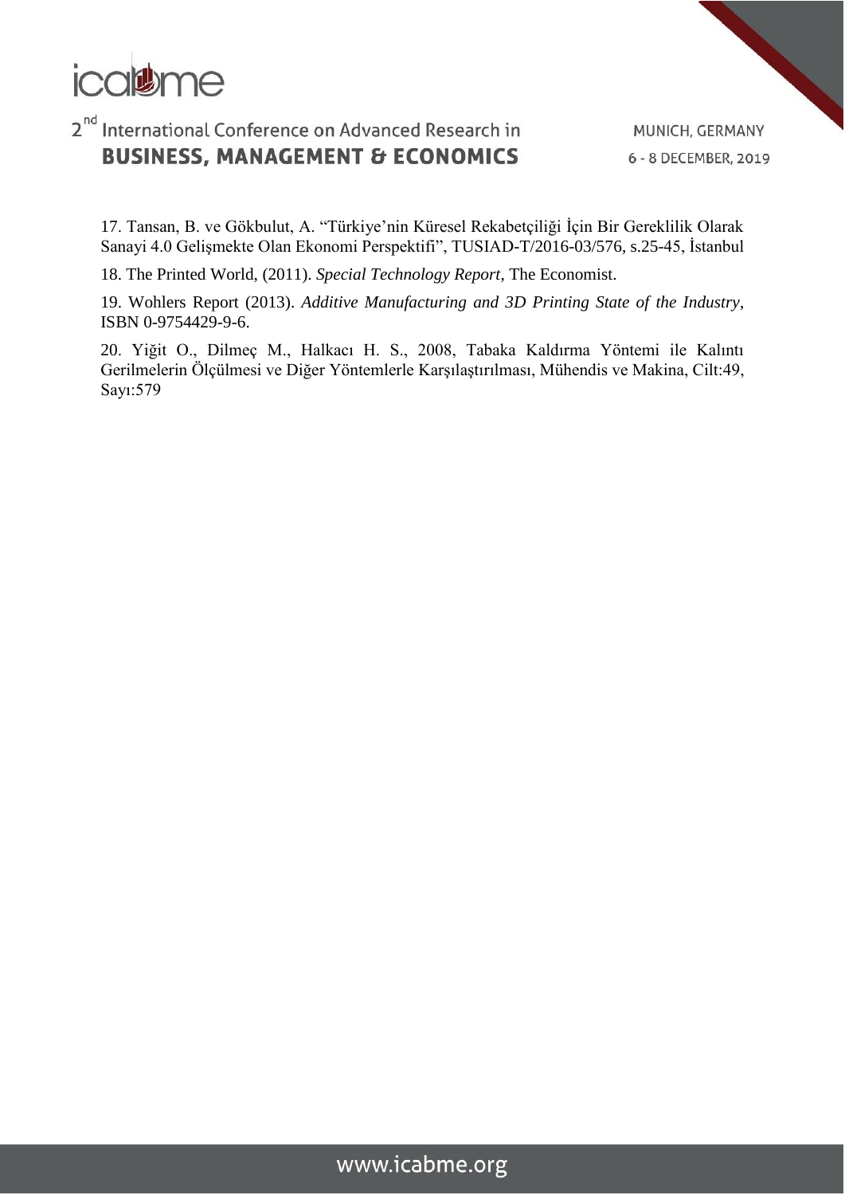17. Tansan, B. ve Gökbulut, A. "Türkiye'nin Küresel Rekabetçiliği İçin Bir Gereklilik Olarak Sanayi 4.0 Gelişmekte Olan Ekonomi Perspektifi", TUSIAD-T/2016-03/576, s.25-45, İstanbul

18. The Printed World, (2011). *Special Technology Report*, The Economist.

19. Wohlers Report (2013). *Additive Manufacturing and 3D Printing State of the Industry*, ISBN 0-9754429-9-6.

20. Yiğit O., Dilmeç M., Halkacı H. S., 2008, Tabaka Kaldırma Yöntemi ile Kalıntı Gerilmelerin Ölçülmesi ve Diğer Yöntemlerle Karşılaştırılması, Mühendis ve Makina, Cilt:49, Sayı:579